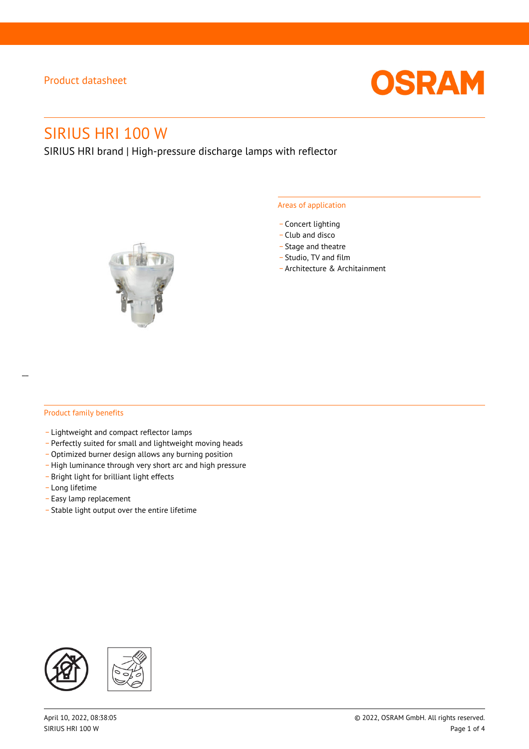Product datasheet

# SIRIUS HRI 100 W

SIRIUS HRI brand | High-pressure discharge lamps with reflector

## Areas of application

- Concert lighting
- Club and disco
- Stage and theatre
- Studio, TV and film
- Architecture & Architainment

## Product family benefits

- Lightweight and compact reflector lamps
- Perfectly suited for small and lightweight moving heads
- Optimized burner design allows any burning position
- High luminance through very short arc and high pressure
- Bright light for brilliant light effects
- Long lifetime
- Easy lamp replacement
- Stable light output over the entire lifetime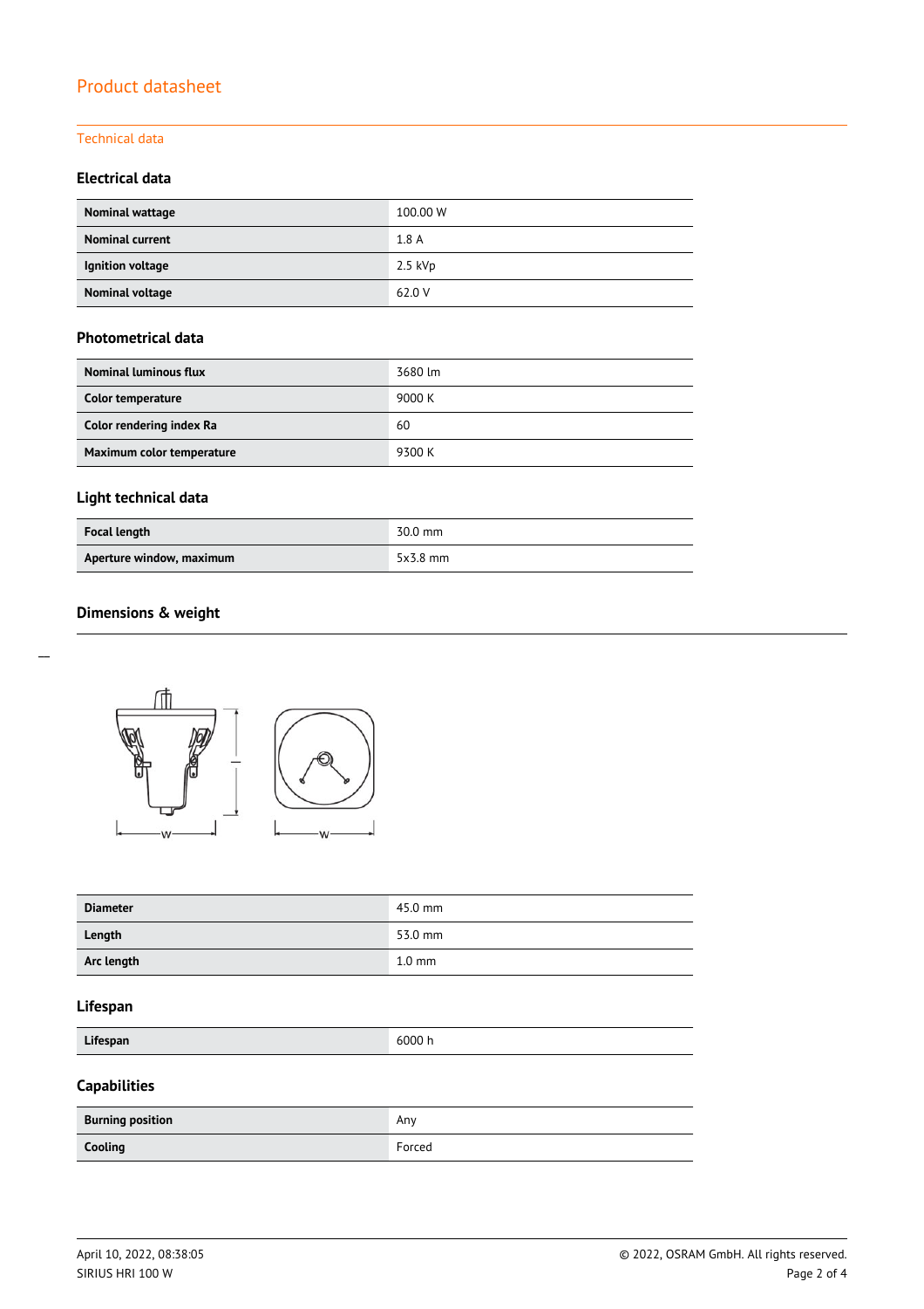# Product datasheet

## Technical data

### Electrical data

| | |
|---|---|
| **Nominal wattage** | 100.00 W |
| **Nominal current** | 1.8 A |
| **Ignition voltage** | 2.5 kVp |
| **Nominal voltage** | 62.0 V |

### Photometrical data

| | |
|---|---|
| **Nominal luminous flux** | 3680 lm |
| **Color temperature** | 9000 K |
| **Color rendering index Ra** | 60 |
| **Maximum color temperature** | 9300 K |

### Light technical data

| | |
|---|---|
| **Focal length** | 30.0 mm |
| **Aperture window, maximum** | 5x3.8 mm |

### Dimensions & weight

| | |
|---|---|
| **Diameter** | 45.0 mm |
| **Length** | 53.0 mm |
| **Arc length** | 1.0 mm |

### Lifespan

| | |
|---|---|
| **Lifespan** | 6000 h |

### Capabilities

| | |
|---|---|
| **Burning position** | Any |
| **Cooling** | Forced |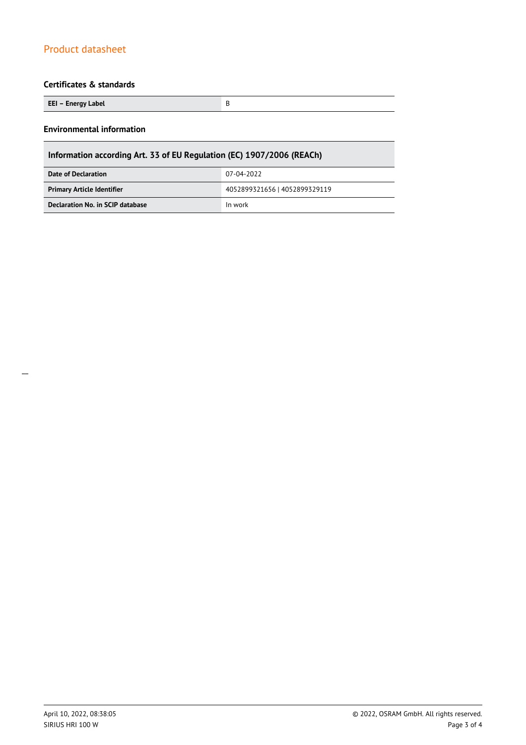## Certificates & standards

| EEI – Energy Label | B |
| --- | --- |

## Environmental information

| Information according Art. 33 of EU Regulation (EC) 1907/2006 (REACh) | |
| --- | --- |
| **Date of Declaration** | 07-04-2022 |
| **Primary Article Identifier** | 4052899321656 \| 4052899329119 |
| **Declaration No. in SCIP database** | In work |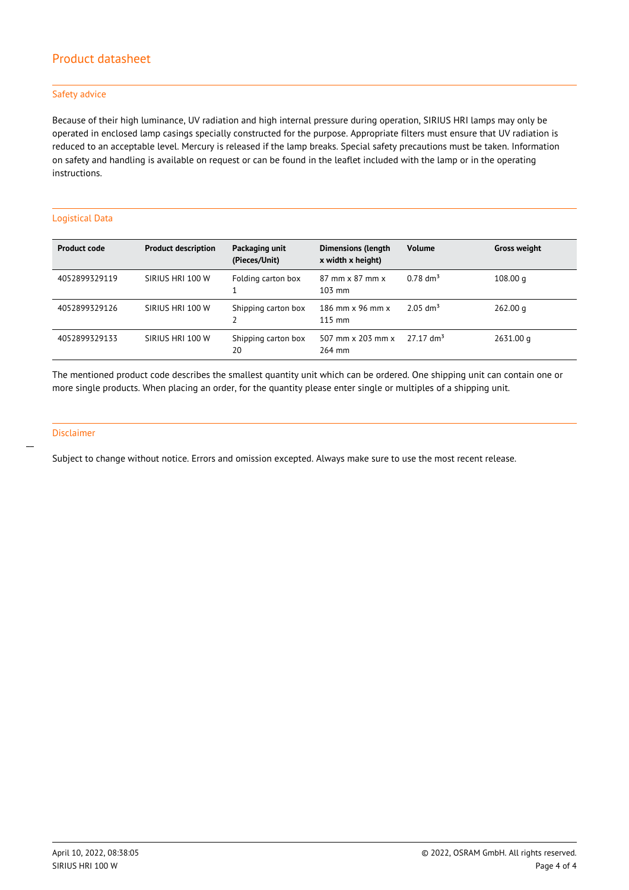## Safety advice

Because of their high luminance, UV radiation and high internal pressure during operation, SIRIUS HRI lamps may only be operated in enclosed lamp casings specially constructed for the purpose. Appropriate filters must ensure that UV radiation is reduced to an acceptable level. Mercury is released if the lamp breaks. Special safety precautions must be taken. Information on safety and handling is available on request or can be found in the leaflet included with the lamp or in the operating instructions.

## Logistical Data

| Product code | Product description | Packaging unit (Pieces/Unit) | Dimensions (length x width x height) | Volume | Gross weight |
|---|---|---|---|---|---|
| 4052899329119 | SIRIUS HRI 100 W | Folding carton box 1 | 87 mm x 87 mm x 103 mm | 0.78 $dm^3$ | 108.00 g |
| 4052899329126 | SIRIUS HRI 100 W | Shipping carton box 2 | 186 mm x 96 mm x 115 mm | 2.05 $dm^3$ | 262.00 g |
| 4052899329133 | SIRIUS HRI 100 W | Shipping carton box 20 | 507 mm x 203 mm x 264 mm | 27.17 $dm^3$ | 2631.00 g |

The mentioned product code describes the smallest quantity unit which can be ordered. One shipping unit can contain one or more single products. When placing an order, for the quantity please enter single or multiples of a shipping unit.

## Disclaimer

Subject to change without notice. Errors and omission excepted. Always make sure to use the most recent release.